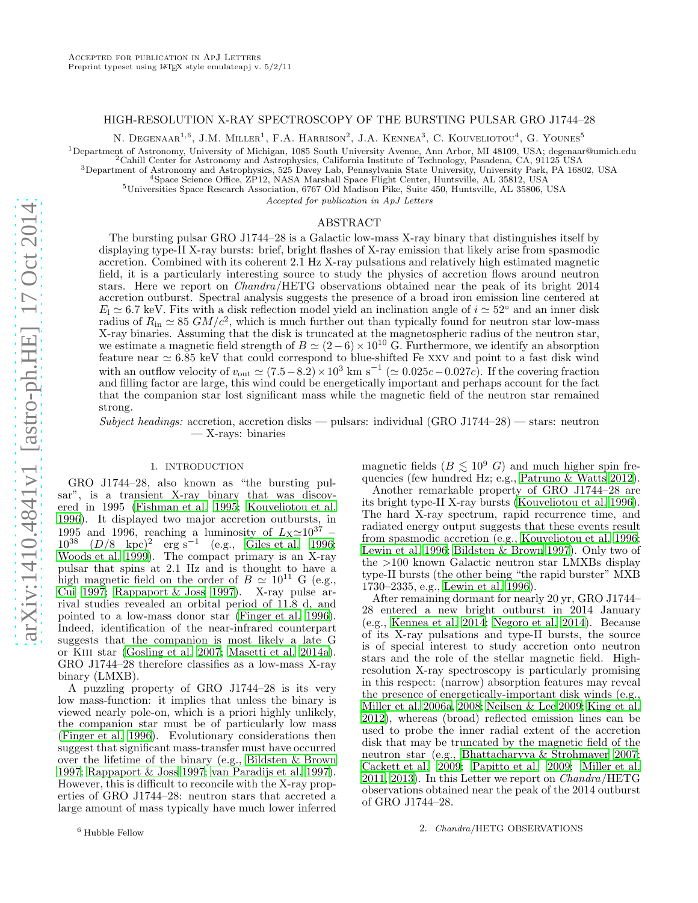Accepted for publication in ApJ Letters
Preprint typeset using LaTeX style emulateapj v. 5/2/11

# HIGH-RESOLUTION X-RAY SPECTROSCOPY OF THE BURSTING PULSAR GRO J1744–28

N. Degenaar[1,6], J.M. Miller[1], F.A. Harrison[2], J.A. Kennea[3], C. Kouveliotou[4], G. Younes[5]

[1]Department of Astronomy, University of Michigan, 1085 South University Avenue, Ann Arbor, MI 48109, USA; degenaar@umich.edu
[2]Cahill Center for Astronomy and Astrophysics, California Institute of Technology, Pasadena, CA, 91125 USA
[3]Department of Astronomy and Astrophysics, 525 Davey Lab, Pennsylvania State University, University Park, PA 16802, USA
[4]Space Science Office, ZP12, NASA Marshall Space Flight Center, Huntsville, AL 35812, USA
[5]Universities Space Research Association, 6767 Old Madison Pike, Suite 450, Huntsville, AL 35806, USA

*Accepted for publication in ApJ Letters*

## ABSTRACT

The bursting pulsar GRO J1744–28 is a Galactic low-mass X-ray binary that distinguishes itself by displaying type-II X-ray bursts: brief, bright flashes of X-ray emission that likely arise from spasmodic accretion. Combined with its coherent 2.1 Hz X-ray pulsations and relatively high estimated magnetic field, it is a particularly interesting source to study the physics of accretion flows around neutron stars. Here we report on *Chandra*/HETG observations obtained near the peak of its bright 2014 accretion outburst. Spectral analysis suggests the presence of a broad iron emission line centered at $E_{\rm l} \simeq 6.7$ keV. Fits with a disk reflection model yield an inclination angle of $i \simeq 52^{\circ}$ and an inner disk radius of $R_{\rm in} \simeq 85\ GM/c^2$, which is much further out than typically found for neutron star low-mass X-ray binaries. Assuming that the disk is truncated at the magnetospheric radius of the neutron star, we estimate a magnetic field strength of $B \simeq (2-6) \times 10^{10}$ G. Furthermore, we identify an absorption feature near $\simeq 6.85$ keV that could correspond to blue-shifted Fe XXV and point to a fast disk wind with an outflow velocity of $v_{\rm out} \simeq (7.5-8.2) \times 10^3$ km s$^{-1}$ ($\simeq 0.025c - 0.027c$). If the covering fraction and filling factor are large, this wind could be energetically important and perhaps account for the fact that the companion star lost significant mass while the magnetic field of the neutron star remained strong.

*Subject headings:* accretion, accretion disks — pulsars: individual (GRO J1744–28) — stars: neutron — X-rays: binaries

## 1. INTRODUCTION

GRO J1744–28, also known as "the bursting pulsar", is a transient X-ray binary that was discovered in 1995 (Fishman et al. 1995; Kouveliotou et al. 1996). It displayed two major accretion outbursts, in 1995 and 1996, reaching a luminosity of $L_{\rm X} \simeq 10^{37} - 10^{38}\ (D/8\ {\rm kpc})^2$ erg s$^{-1}$ (e.g., Giles et al. 1996; Woods et al. 1999). The compact primary is an X-ray pulsar that spins at 2.1 Hz and is thought to have a high magnetic field on the order of $B \simeq 10^{11}$ G (e.g., Cui 1997; Rappaport & Joss 1997). X-ray pulse arrival studies revealed an orbital period of 11.8 d, and pointed to a low-mass donor star (Finger et al. 1996). Indeed, identification of the near-infrared counterpart suggests that the companion is most likely a late G or KIII star (Gosling et al. 2007; Masetti et al. 2014a). GRO J1744–28 therefore classifies as a low-mass X-ray binary (LMXB).

A puzzling property of GRO J1744–28 is its very low mass-function: it implies that unless the binary is viewed nearly pole-on, which is a priori highly unlikely, the companion star must be of particularly low mass (Finger et al. 1996). Evolutionary considerations then suggest that significant mass-transfer must have occurred over the lifetime of the binary (e.g., Bildsten & Brown 1997; Rappaport & Joss 1997; van Paradijs et al. 1997). However, this is difficult to reconcile with the X-ray properties of GRO J1744–28: neutron stars that accreted a large amount of mass typically have much lower inferred magnetic fields ($B \lesssim 10^9$ G) and much higher spin frequencies (few hundred Hz; e.g., Patruno & Watts 2012).

Another remarkable property of GRO J1744–28 are its bright type-II X-ray bursts (Kouveliotou et al. 1996). The hard X-ray spectrum, rapid recurrence time, and radiated energy output suggests that these events result from spasmodic accretion (e.g., Kouveliotou et al. 1996; Lewin et al. 1996; Bildsten & Brown 1997). Only two of the >100 known Galactic neutron star LMXBs display type-II bursts (the other being "the rapid burster" MXB 1730–2335, e.g., Lewin et al. 1996).

After remaining dormant for nearly 20 yr, GRO J1744–28 entered a new bright outburst in 2014 January (e.g., Kennea et al. 2014; Negoro et al. 2014). Because of its X-ray pulsations and type-II bursts, the source is of special interest to study accretion onto neutron stars and the role of the stellar magnetic field. High-resolution X-ray spectroscopy is particularly promising in this respect: (narrow) absorption features may reveal the presence of energetically-important disk winds (e.g., Miller et al. 2006a, 2008; Neilsen & Lee 2009; King et al. 2012), whereas (broad) reflected emission lines can be used to probe the inner radial extent of the accretion disk that may be truncated by the magnetic field of the neutron star (e.g., Bhattacharyya & Strohmayer 2007; Cackett et al. 2009; Papitto et al. 2009; Miller et al. 2011, 2013). In this Letter we report on *Chandra*/HETG observations obtained near the peak of the 2014 outburst of GRO J1744–28.

## 2. *Chandra*/HETG OBSERVATIONS

[6] Hubble Fellow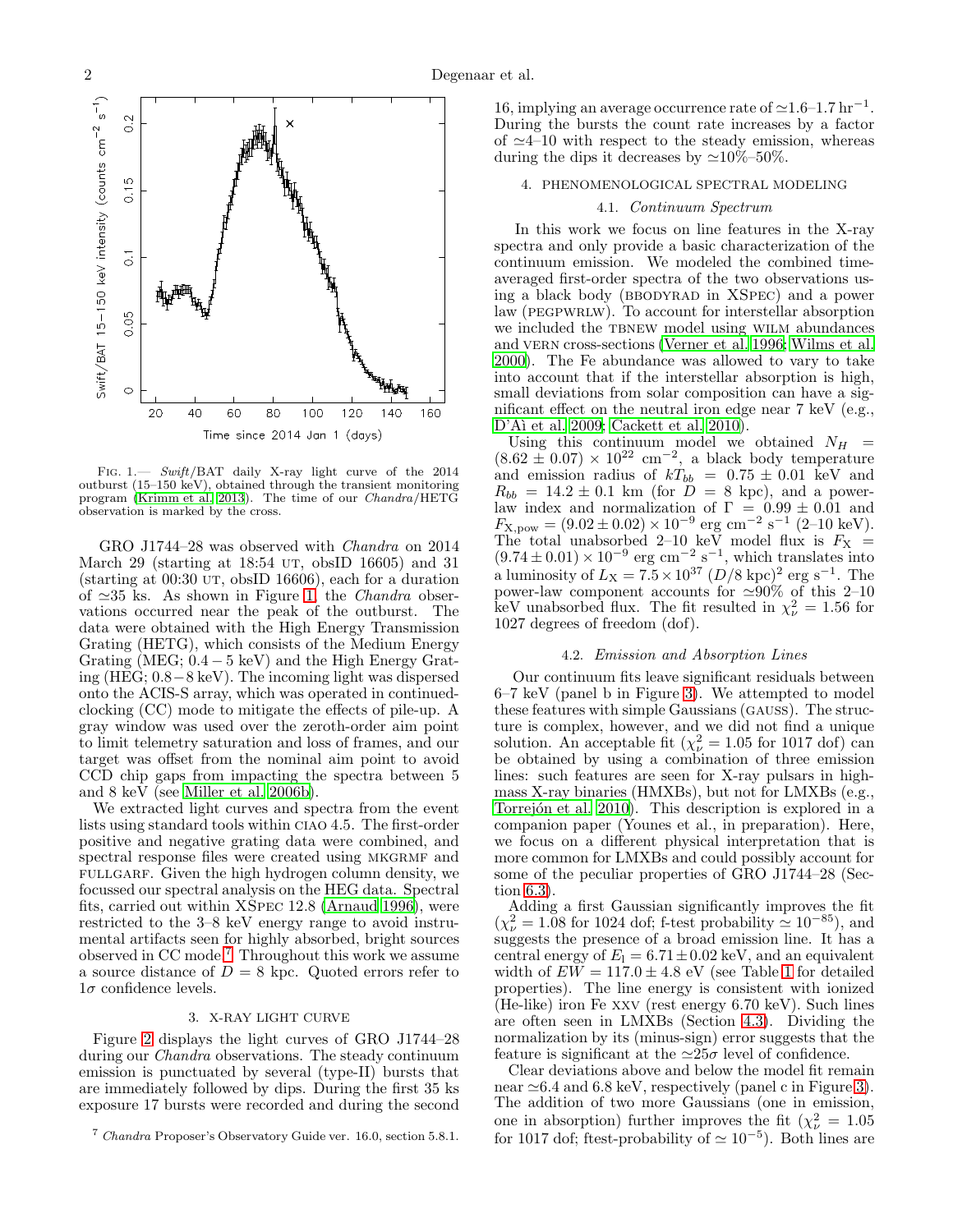FIG. 1.— *Swift*/BAT daily X-ray light curve of the 2014 outburst (15–150 keV), obtained through the transient monitoring program (Krimm et al. 2013). The time of our *Chandra*/HETG observation is marked by the cross.

GRO J1744–28 was observed with *Chandra* on 2014 March 29 (starting at 18:54 UT, obsID 16605) and 31 (starting at 00:30 UT, obsID 16606), each for a duration of ≃35 ks. As shown in Figure 1, the *Chandra* observations occurred near the peak of the outburst. The data were obtained with the High Energy Transmission Grating (HETG), which consists of the Medium Energy Grating (MEG; 0.4 − 5 keV) and the High Energy Grating (HEG; 0.8 − 8 keV). The incoming light was dispersed onto the ACIS-S array, which was operated in continued-clocking (CC) mode to mitigate the effects of pile-up. A gray window was used over the zeroth-order aim point to limit telemetry saturation and loss of frames, and our target was offset from the nominal aim point to avoid CCD chip gaps from impacting the spectra between 5 and 8 keV (see Miller et al. 2006b).

We extracted light curves and spectra from the event lists using standard tools within CIAO 4.5. The first-order positive and negative grating data were combined, and spectral response files were created using MKGRMF and FULLGARF. Given the high hydrogen column density, we focussed our spectral analysis on the HEG data. Spectral fits, carried out within XSPEC 12.8 (Arnaud 1996), were restricted to the 3–8 keV energy range to avoid instrumental artifacts seen for highly absorbed, bright sources observed in CC mode.[7] Throughout this work we assume a source distance of $D = 8$ kpc. Quoted errors refer to 1σ confidence levels.

## 3. X-RAY LIGHT CURVE

Figure 2 displays the light curves of GRO J1744–28 during our *Chandra* observations. The steady continuum emission is punctuated by several (type-II) bursts that are immediately followed by dips. During the first 35 ks exposure 17 bursts were recorded and during the second 16, implying an average occurrence rate of ≃1.6–1.7 $\mathrm{hr}^{-1}$. During the bursts the count rate increases by a factor of ≃4–10 with respect to the steady emission, whereas during the dips it decreases by ≃10%–50%.

[7] *Chandra* Proposer's Observatory Guide ver. 16.0, section 5.8.1.

## 4. PHENOMENOLOGICAL SPECTRAL MODELING

### 4.1. *Continuum Spectrum*

In this work we focus on line features in the X-ray spectra and only provide a basic characterization of the continuum emission. We modeled the combined time-averaged first-order spectra of the two observations using a black body (BBODYRAD in XSPEC) and a power law (PEGPWRLW). To account for interstellar absorption we included the TBNEW model using WILM abundances and VERN cross-sections (Verner et al. 1996; Wilms et al. 2000). The Fe abundance was allowed to vary to take into account that if the interstellar absorption is high, small deviations from solar composition can have a significant effect on the neutral iron edge near 7 keV (e.g., D'Aì et al. 2009; Cackett et al. 2010).

Using this continuum model we obtained $N_H = (8.62 \pm 0.07) \times 10^{22}\ \mathrm{cm}^{-2}$, a black body temperature and emission radius of $kT_{bb} = 0.75 \pm 0.01$ keV and $R_{bb} = 14.2 \pm 0.1$ km (for $D = 8$ kpc), and a power-law index and normalization of $\Gamma = 0.99 \pm 0.01$ and $F_{\mathrm{X,pow}} = (9.02 \pm 0.02) \times 10^{-9}\ \mathrm{erg\ cm^{-2}\ s^{-1}}$ (2–10 keV). The total unabsorbed 2–10 keV model flux is $F_{\mathrm{X}} = (9.74 \pm 0.01) \times 10^{-9}\ \mathrm{erg\ cm^{-2}\ s^{-1}}$, which translates into a luminosity of $L_{\mathrm{X}} = 7.5 \times 10^{37}\ (D/8\ \mathrm{kpc})^2\ \mathrm{erg\ s^{-1}}$. The power-law component accounts for ≃90% of this 2–10 keV unabsorbed flux. The fit resulted in $\chi^2_\nu = 1.56$ for 1027 degrees of freedom (dof).

### 4.2. *Emission and Absorption Lines*

Our continuum fits leave significant residuals between 6–7 keV (panel b in Figure 3). We attempted to model these features with simple Gaussians (GAUSS). The structure is complex, however, and we did not find a unique solution. An acceptable fit ($\chi^2_\nu = 1.05$ for 1017 dof) can be obtained by using a combination of three emission lines: such features are seen for X-ray pulsars in high-mass X-ray binaries (HMXBs), but not for LMXBs (e.g., Torrejón et al. 2010). This description is explored in a companion paper (Younes et al., in preparation). Here, we focus on a different physical interpretation that is more common for LMXBs and could possibly account for some of the peculiar properties of GRO J1744–28 (Section 6.3).

Adding a first Gaussian significantly improves the fit ($\chi^2_\nu = 1.08$ for 1024 dof; f-test probability ≃ $10^{-85}$), and suggests the presence of a broad emission line. It has a central energy of $E_1 = 6.71 \pm 0.02$ keV, and an equivalent width of $EW = 117.0 \pm 4.8$ eV (see Table 1 for detailed properties). The line energy is consistent with ionized (He-like) iron Fe XXV (rest energy 6.70 keV). Such lines are often seen in LMXBs (Section 4.3). Dividing the normalization by its (minus-sign) error suggests that the feature is significant at the ≃25σ level of confidence.

Clear deviations above and below the model fit remain near ≃6.4 and 6.8 keV, respectively (panel c in Figure 3). The addition of two more Gaussians (one in emission, one in absorption) further improves the fit ($\chi^2_\nu = 1.05$ for 1017 dof; ftest-probability of ≃ $10^{-5}$). Both lines are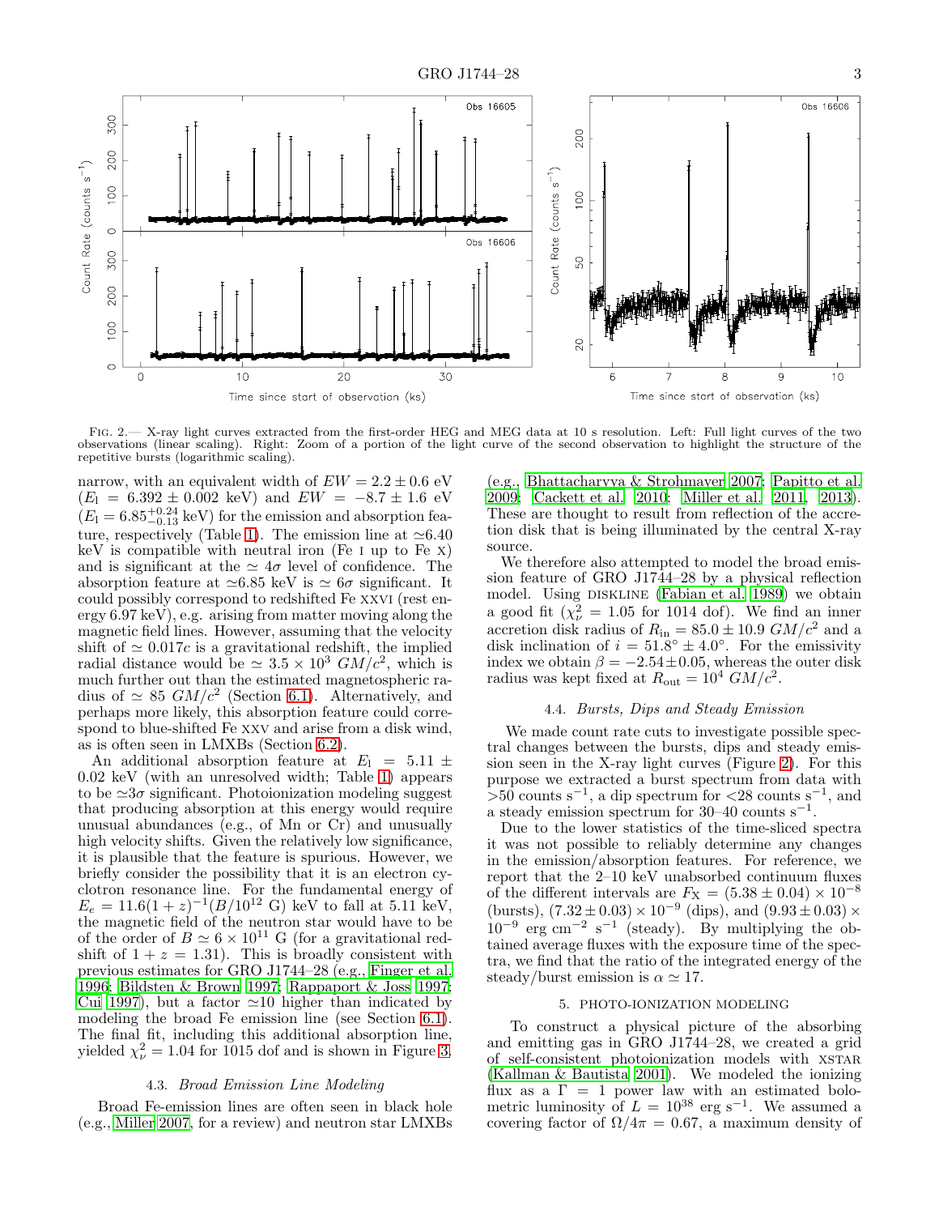FIG. 2.— X-ray light curves extracted from the first-order HEG and MEG data at 10 s resolution. Left: Full light curves of the two observations (linear scaling). Right: Zoom of a portion of the light curve of the second observation to highlight the structure of the repetitive bursts (logarithmic scaling).

narrow, with an equivalent width of $EW = 2.2 \pm 0.6$ eV ($E_{\rm l} = 6.392 \pm 0.002$ keV) and $EW = -8.7 \pm 1.6$ eV ($E_{\rm l} = 6.85^{+0.24}_{-0.13}$ keV) for the emission and absorption feature, respectively (Table 1). The emission line at $\simeq$6.40 keV is compatible with neutral iron (Fe I up to Fe X) and is significant at the $\simeq 4\sigma$ level of confidence. The absorption feature at $\simeq$6.85 keV is $\simeq 6\sigma$ significant. It could possibly correspond to redshifted Fe XXVI (rest energy 6.97 keV), e.g. arising from matter moving along the magnetic field lines. However, assuming that the velocity shift of $\simeq 0.017c$ is a gravitational redshift, the implied radial distance would be $\simeq 3.5 \times 10^3$ $GM/c^2$, which is much further out than the estimated magnetospheric radius of $\simeq 85$ $GM/c^2$ (Section 6.1). Alternatively, and perhaps more likely, this absorption feature could correspond to blue-shifted Fe XXV and arise from a disk wind, as is often seen in LMXBs (Section 6.2).

An additional absorption feature at $E_{\rm l} = 5.11 \pm 0.02$ keV (with an unresolved width; Table 1) appears to be $\simeq 3\sigma$ significant. Photoionization modeling suggest that producing absorption at this energy would require unusual abundances (e.g., of Mn or Cr) and unusually high velocity shifts. Given the relatively low significance, it is plausible that the feature is spurious. However, we briefly consider the possibility that it is an electron cyclotron resonance line. For the fundamental energy of $E_e = 11.6(1+z)^{-1}(B/10^{12}$ G) keV to fall at 5.11 keV, the magnetic field of the neutron star would have to be of the order of $B \simeq 6 \times 10^{11}$ G (for a gravitational redshift of $1+z = 1.31$). This is broadly consistent with previous estimates for GRO J1744–28 (e.g., Finger et al. 1996; Bildsten & Brown 1997; Rappaport & Joss 1997; Cui 1997), but a factor $\simeq$10 higher than indicated by modeling the broad Fe emission line (see Section 6.1). The final fit, including this additional absorption line, yielded $\chi^2_\nu = 1.04$ for 1015 dof and is shown in Figure 3.

### 4.3. *Broad Emission Line Modeling*

Broad Fe-emission lines are often seen in black hole (e.g., Miller 2007, for a review) and neutron star LMXBs (e.g., Bhattacharyya & Strohmayer 2007; Papitto et al. 2009; Cackett et al. 2010; Miller et al. 2011, 2013). These are thought to result from reflection of the accretion disk that is being illuminated by the central X-ray source.

We therefore also attempted to model the broad emission feature of GRO J1744–28 by a physical reflection model. Using DISKLINE (Fabian et al. 1989) we obtain a good fit ($\chi^2_\nu = 1.05$ for 1014 dof). We find an inner accretion disk radius of $R_{\rm in} = 85.0 \pm 10.9$ $GM/c^2$ and a disk inclination of $i = 51.8^{\circ} \pm 4.0^{\circ}$. For the emissivity index we obtain $\beta = -2.54 \pm 0.05$, whereas the outer disk radius was kept fixed at $R_{\rm out} = 10^4$ $GM/c^2$.

### 4.4. *Bursts, Dips and Steady Emission*

We made count rate cuts to investigate possible spectral changes between the bursts, dips and steady emission seen in the X-ray light curves (Figure 2). For this purpose we extracted a burst spectrum from data with $>$50 counts s$^{-1}$, a dip spectrum for $<$28 counts s$^{-1}$, and a steady emission spectrum for 30–40 counts s$^{-1}$.

Due to the lower statistics of the time-sliced spectra it was not possible to reliably determine any changes in the emission/absorption features. For reference, we report that the 2–10 keV unabsorbed continuum fluxes of the different intervals are $F_{\rm X} = (5.38 \pm 0.04) \times 10^{-8}$ (bursts), $(7.32 \pm 0.03) \times 10^{-9}$ (dips), and $(9.93 \pm 0.03) \times 10^{-9}$ erg cm$^{-2}$ s$^{-1}$ (steady). By multiplying the obtained average fluxes with the exposure time of the spectra, we find that the ratio of the integrated energy of the steady/burst emission is $\alpha \simeq 17$.

## 5. PHOTO-IONIZATION MODELING

To construct a physical picture of the absorbing and emitting gas in GRO J1744–28, we created a grid of self-consistent photoionization models with XSTAR (Kallman & Bautista 2001). We modeled the ionizing flux as a $\Gamma = 1$ power law with an estimated bolometric luminosity of $L = 10^{38}$ erg s$^{-1}$. We assumed a covering factor of $\Omega/4\pi = 0.67$, a maximum density of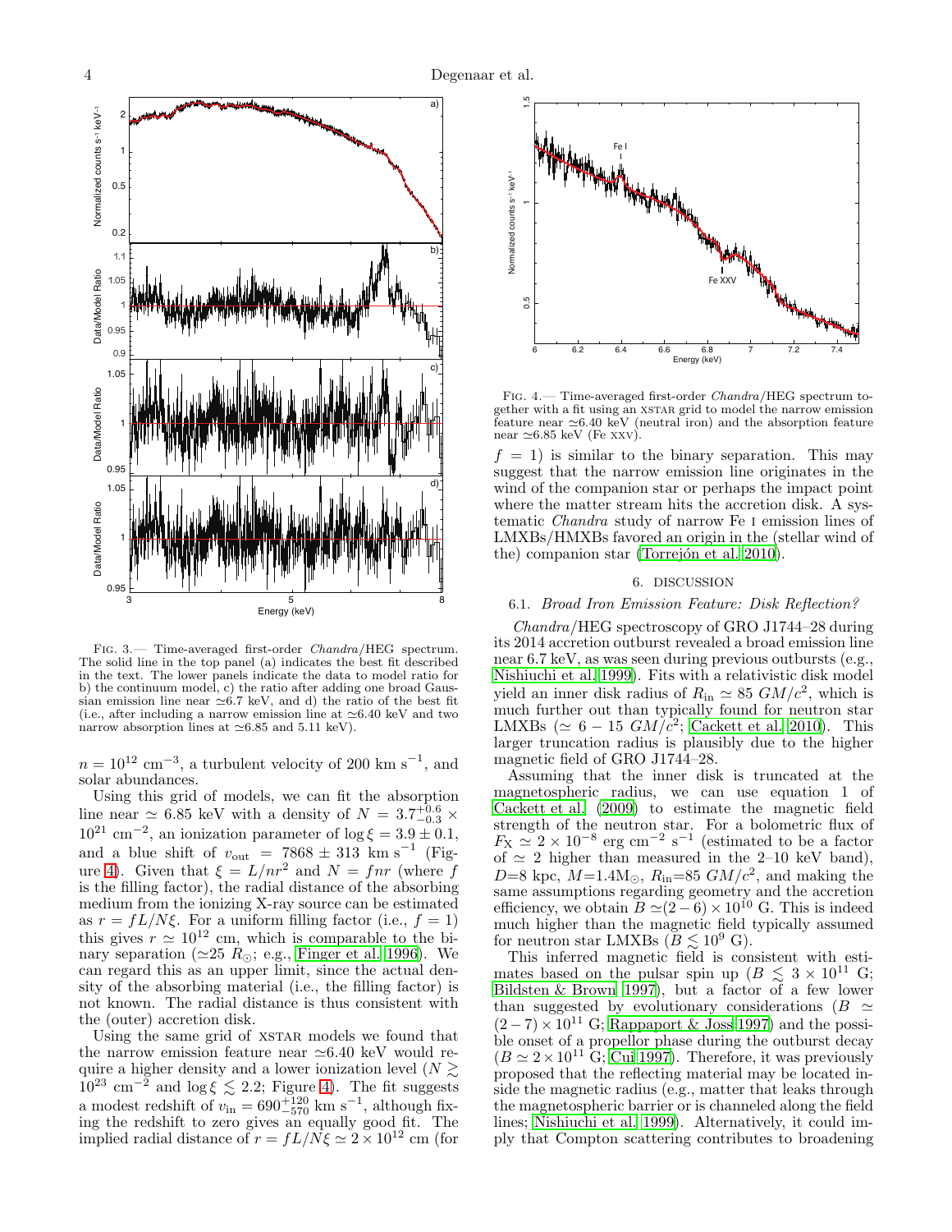FIG. 3.— Time-averaged first-order *Chandra*/HEG spectrum. The solid line in the top panel (a) indicates the best fit described in the text. The lower panels indicate the data to model ratio for b) the continuum model, c) the ratio after adding one broad Gaussian emission line near $\simeq$6.7 keV, and d) the ratio of the best fit (i.e., after including a narrow emission line at $\simeq$6.40 keV and two narrow absorption lines at $\simeq$6.85 and 5.11 keV).

$n = 10^{12}$ cm$^{-3}$, a turbulent velocity of 200 km s$^{-1}$, and solar abundances.

Using this grid of models, we can fit the absorption line near $\simeq$ 6.85 keV with a density of $N = 3.7^{+0.6}_{-0.3} \times 10^{21}$ cm$^{-2}$, an ionization parameter of $\log \xi = 3.9 \pm 0.1$, and a blue shift of $v_{\rm out} = 7868 \pm 313$ km s$^{-1}$ (Figure 4). Given that $\xi = L/nr^2$ and $N = fnr$ (where $f$ is the filling factor), the radial distance of the absorbing medium from the ionizing X-ray source can be estimated as $r = fL/N\xi$. For a uniform filling factor (i.e., $f = 1$) this gives $r \simeq 10^{12}$ cm, which is comparable to the binary separation ($\simeq$25 $R_\odot$; e.g., Finger et al. 1996). We can regard this as an upper limit, since the actual density of the absorbing material (i.e., the filling factor) is not known. The radial distance is thus consistent with the (outer) accretion disk.

Using the same grid of XSTAR models we found that the narrow emission feature near $\simeq$6.40 keV would require a higher density and a lower ionization level ($N \gtrsim 10^{23}$ cm$^{-2}$ and $\log \xi \lesssim 2.2$; Figure 4). The fit suggests a modest redshift of $v_{\rm in} = 690^{+120}_{-570}$ km s$^{-1}$, although fixing the redshift to zero gives an equally good fit. The implied radial distance of $r = fL/N\xi \simeq 2 \times 10^{12}$ cm (for $f = 1$) is similar to the binary separation. This may suggest that the narrow emission line originates in the wind of the companion star or perhaps the impact point where the matter stream hits the accretion disk. A systematic *Chandra* study of narrow Fe I emission lines of LMXBs/HMXBs favored an origin in the (stellar wind of the) companion star (Torrejón et al. 2010).

FIG. 4.— Time-averaged first-order *Chandra*/HEG spectrum together with a fit using an XSTAR grid to model the narrow emission feature near $\simeq$6.40 keV (neutral iron) and the absorption feature near $\simeq$6.85 keV (Fe XXV).

## 6. DISCUSSION

### 6.1. *Broad Iron Emission Feature: Disk Reflection?*

*Chandra*/HEG spectroscopy of GRO J1744–28 during its 2014 accretion outburst revealed a broad emission line near 6.7 keV, as was seen during previous outbursts (e.g., Nishiuchi et al. 1999). Fits with a relativistic disk model yield an inner disk radius of $R_{\rm in} \simeq 85\ GM/c^2$, which is much further out than typically found for neutron star LMXBs ($\simeq 6 - 15\ GM/c^2$; Cackett et al. 2010). This larger truncation radius is plausibly due to the higher magnetic field of GRO J1744–28.

Assuming that the inner disk is truncated at the magnetospheric radius, we can use equation 1 of Cackett et al. (2009) to estimate the magnetic field strength of the neutron star. For a bolometric flux of $F_{\rm X} \simeq 2 \times 10^{-8}$ erg cm$^{-2}$ s$^{-1}$ (estimated to be a factor of $\simeq$ 2 higher than measured in the 2–10 keV band), $D$=8 kpc, $M$=1.4M$_\odot$, $R_{\rm in}$=85 $GM/c^2$, and making the same assumptions regarding geometry and the accretion efficiency, we obtain $B \simeq (2-6) \times 10^{10}$ G. This is indeed much higher than the magnetic field typically assumed for neutron star LMXBs ($B \lesssim 10^9$ G).

This inferred magnetic field is consistent with estimates based on the pulsar spin up ($B \lesssim 3 \times 10^{11}$ G; Bildsten & Brown 1997), but a factor of a few lower than suggested by evolutionary considerations ($B \simeq (2-7) \times 10^{11}$ G; Rappaport & Joss 1997) and the possible onset of a propellor phase during the outburst decay ($B \simeq 2 \times 10^{11}$ G; Cui 1997). Therefore, it was previously proposed that the reflecting material may be located inside the magnetic radius (e.g., matter that leaks through the magnetospheric barrier or is channeled along the field lines; Nishiuchi et al. 1999). Alternatively, it could imply that Compton scattering contributes to broadening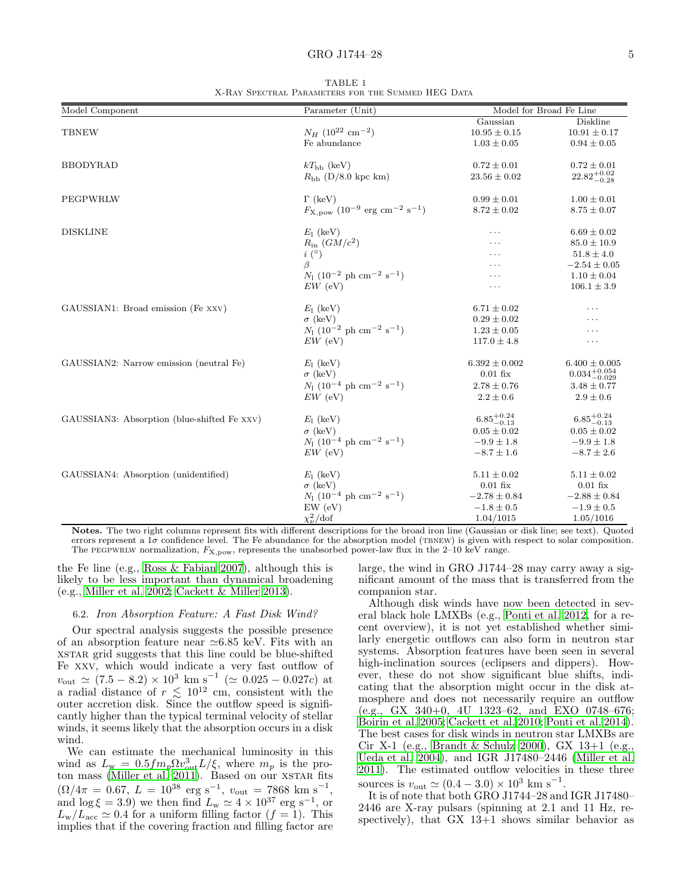TABLE 1
X-Ray Spectral Parameters for the Summed HEG Data

| Model Component | Parameter (Unit) | Model for Broad Fe Line | |
|---|---|---|---|
| | | Gaussian | Diskline |
| TBNEW | $N_H$ ($10^{22}$ cm$^{-2}$) | $10.95 \pm 0.15$ | $10.91 \pm 0.17$ |
| | Fe abundance | $1.03 \pm 0.05$ | $0.94 \pm 0.05$ |
| BBODYRAD | $kT_{\rm bb}$ (keV) | $0.72 \pm 0.01$ | $0.72 \pm 0.01$ |
| | $R_{\rm bb}$ (D/8.0 kpc km) | $23.56 \pm 0.02$ | $22.82^{+0.02}_{-0.28}$ |
| PEGPWRLW | $\Gamma$ (keV) | $0.99 \pm 0.01$ | $1.00 \pm 0.01$ |
| | $F_{\rm X,pow}$ ($10^{-9}$ erg cm$^{-2}$ s$^{-1}$) | $8.72 \pm 0.02$ | $8.75 \pm 0.07$ |
| DISKLINE | $E_{\rm l}$ (keV) | ... | $6.69 \pm 0.02$ |
| | $R_{\rm in}$ ($GM/c^2$) | ... | $85.0 \pm 10.9$ |
| | $i$ (°) | ... | $51.8 \pm 4.0$ |
| | $\beta$ | ... | $-2.54 \pm 0.05$ |
| | $N_{\rm l}$ ($10^{-2}$ ph cm$^{-2}$ s$^{-1}$) | ... | $1.10 \pm 0.04$ |
| | $EW$ (eV) | ... | $106.1 \pm 3.9$ |
| GAUSSIAN1: Broad emission (Fe XXV) | $E_{\rm l}$ (keV) | $6.71 \pm 0.02$ | ... |
| | $\sigma$ (keV) | $0.29 \pm 0.02$ | ... |
| | $N_{\rm l}$ ($10^{-2}$ ph cm$^{-2}$ s$^{-1}$) | $1.23 \pm 0.05$ | ... |
| | $EW$ (eV) | $117.0 \pm 4.8$ | ... |
| GAUSSIAN2: Narrow emission (neutral Fe) | $E_{\rm l}$ (keV) | $6.392 \pm 0.002$ | $6.400 \pm 0.005$ |
| | $\sigma$ (keV) | 0.01 fix | $0.034^{+0.054}_{-0.029}$ |
| | $N_{\rm l}$ ($10^{-4}$ ph cm$^{-2}$ s$^{-1}$) | $2.78 \pm 0.76$ | $3.48 \pm 0.77$ |
| | $EW$ (eV) | $2.2 \pm 0.6$ | $2.9 \pm 0.6$ |
| GAUSSIAN3: Absorption (blue-shifted Fe XXV) | $E_{\rm l}$ (keV) | $6.85^{+0.24}_{-0.13}$ | $6.85^{+0.24}_{-0.13}$ |
| | $\sigma$ (keV) | $0.05 \pm 0.02$ | $0.05 \pm 0.02$ |
| | $N_{\rm l}$ ($10^{-4}$ ph cm$^{-2}$ s$^{-1}$) | $-9.9 \pm 1.8$ | $-9.9 \pm 1.8$ |
| | $EW$ (eV) | $-8.7 \pm 1.6$ | $-8.7 \pm 2.6$ |
| GAUSSIAN4: Absorption (unidentified) | $E_{\rm l}$ (keV) | $5.11 \pm 0.02$ | $5.11 \pm 0.02$ |
| | $\sigma$ (keV) | 0.01 fix | 0.01 fix |
| | $N_{\rm l}$ ($10^{-4}$ ph cm$^{-2}$ s$^{-1}$) | $-2.78 \pm 0.84$ | $-2.88 \pm 0.84$ |
| | EW (eV) | $-1.8 \pm 0.5$ | $-1.9 \pm 0.5$ |
| | $\chi^2_\nu$/dof | 1.04/1015 | 1.05/1016 |

**Notes.** The two right columns represent fits with different descriptions for the broad iron line (Gaussian or disk line; see text). Quoted errors represent a 1$\sigma$ confidence level. The Fe abundance for the absorption model (TBNEW) is given with respect to solar composition. The PEGPWRLW normalization, $F_{\rm X,pow}$, represents the unabsorbed power-law flux in the 2–10 keV range.

the Fe line (e.g., Ross & Fabian 2007), although this is likely to be less important than dynamical broadening (e.g., Miller et al. 2002; Cackett & Miller 2013).

### 6.2. *Iron Absorption Feature: A Fast Disk Wind?*

Our spectral analysis suggests the possible presence of an absorption feature near $\simeq$6.85 keV. Fits with an XSTAR grid suggests that this line could be blue-shifted Fe XXV, which would indicate a very fast outflow of $v_{\rm out} \simeq (7.5-8.2)\times10^3$ km s$^{-1}$ ($\simeq 0.025-0.027c$) at a radial distance of $r \lesssim 10^{12}$ cm, consistent with the outer accretion disk. Since the outflow speed is significantly higher than the typical terminal velocity of stellar winds, it seems likely that the absorption occurs in a disk wind.

We can estimate the mechanical luminosity in this wind as $L_{\rm w} = 0.5 f m_p \Omega v_{\rm out}^3 L/\xi$, where $m_p$ is the proton mass (Miller et al. 2011). Based on our XSTAR fits ($\Omega/4\pi = 0.67$, $L = 10^{38}$ erg s$^{-1}$, $v_{\rm out} = 7868$ km s$^{-1}$, and $\log\xi = 3.9$) we then find $L_{\rm w} \simeq 4\times10^{37}$ erg s$^{-1}$, or $L_{\rm w}/L_{\rm acc} \simeq 0.4$ for a uniform filling factor ($f = 1$). This implies that if the covering fraction and filling factor are large, the wind in GRO J1744–28 may carry away a significant amount of the mass that is transferred from the companion star.

Although disk winds have now been detected in several black hole LMXBs (e.g., Ponti et al. 2012, for a recent overview), it is not yet established whether similarly energetic outflows can also form in neutron star systems. Absorption features have been seen in several high-inclination sources (eclipsers and dippers). However, these do not show significant blue shifts, indicating that the absorption might occur in the disk atmosphere and does not necessarily require an outflow (e.g., GX 340+0, 4U 1323–62, and EXO 0748–676; Boirin et al. 2005; Cackett et al. 2010; Ponti et al. 2014). The best cases for disk winds in neutron star LMXBs are Cir X-1 (e.g., Brandt & Schulz 2000), GX 13+1 (e.g., Ueda et al. 2004), and IGR J17480–2446 (Miller et al. 2011). The estimated outflow velocities in these three sources is $v_{\rm out} \simeq (0.4-3.0)\times10^3$ km s$^{-1}$.

It is of note that both GRO J1744–28 and IGR J17480–2446 are X-ray pulsars (spinning at 2.1 and 11 Hz, respectively), that GX 13+1 shows similar behavior as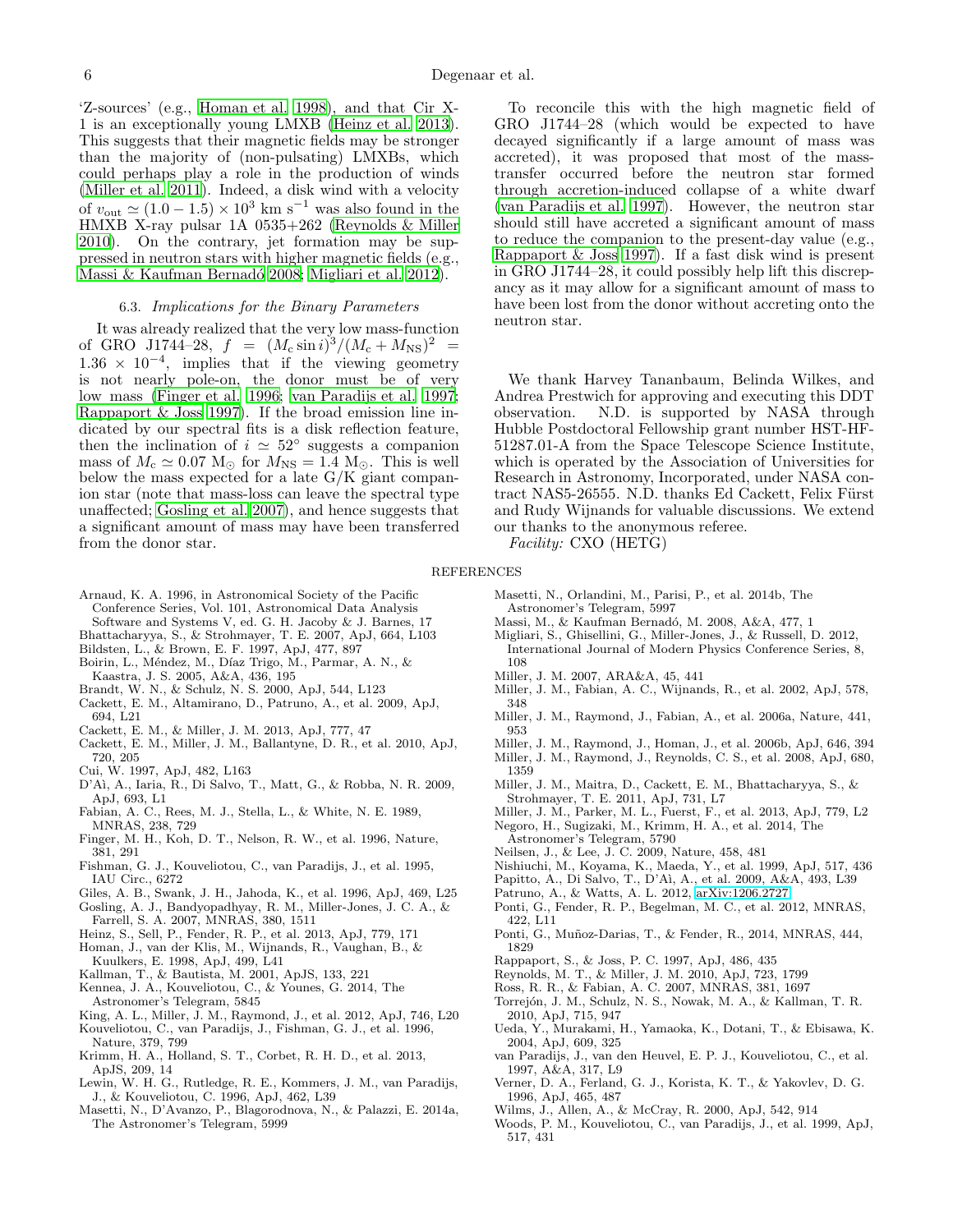'Z-sources' (e.g., Homan et al. 1998), and that Cir X-1 is an exceptionally young LMXB (Heinz et al. 2013). This suggests that their magnetic fields may be stronger than the majority of (non-pulsating) LMXBs, which could perhaps play a role in the production of winds (Miller et al. 2011). Indeed, a disk wind with a velocity of $v_{\rm out} \simeq (1.0-1.5) \times 10^3$ km s$^{-1}$ was also found in the HMXB X-ray pulsar 1A 0535+262 (Reynolds & Miller 2010). On the contrary, jet formation may be suppressed in neutron stars with higher magnetic fields (e.g., Massi & Kaufman Bernadó 2008; Migliari et al. 2012).

### 6.3. *Implications for the Binary Parameters*

It was already realized that the very low mass-function of GRO J1744–28, $f = (M_{\rm c} \sin i)^3/(M_{\rm c} + M_{\rm NS})^2 = 1.36 \times 10^{-4}$, implies that if the viewing geometry is not nearly pole-on, the donor must be of very low mass (Finger et al. 1996; van Paradijs et al. 1997; Rappaport & Joss 1997). If the broad emission line indicated by our spectral fits is a disk reflection feature, then the inclination of $i \simeq 52^{\circ}$ suggests a companion mass of $M_{\rm c} \simeq 0.07$ M$_{\odot}$ for $M_{\rm NS} = 1.4$ M$_{\odot}$. This is well below the mass expected for a late G/K giant companion star (note that mass-loss can leave the spectral type unaffected; Gosling et al. 2007), and hence suggests that a significant amount of mass may have been transferred from the donor star.

To reconcile this with the high magnetic field of GRO J1744–28 (which would be expected to have decayed significantly if a large amount of mass was accreted), it was proposed that most of the mass-transfer occurred before the neutron star formed through accretion-induced collapse of a white dwarf (van Paradijs et al. 1997). However, the neutron star should still have accreted a significant amount of mass to reduce the companion to the present-day value (e.g., Rappaport & Joss 1997). If a fast disk wind is present in GRO J1744–28, it could possibly help lift this discrepancy as it may allow for a significant amount of mass to have been lost from the donor without accreting onto the neutron star.

We thank Harvey Tananbaum, Belinda Wilkes, and Andrea Prestwich for approving and executing this DDT observation. N.D. is supported by NASA through Hubble Postdoctoral Fellowship grant number HST-HF-51287.01-A from the Space Telescope Science Institute, which is operated by the Association of Universities for Research in Astronomy, Incorporated, under NASA contract NAS5-26555. N.D. thanks Ed Cackett, Felix Fürst and Rudy Wijnands for valuable discussions. We extend our thanks to the anonymous referee.

*Facility:* CXO (HETG)

## REFERENCES

Arnaud, K. A. 1996, in Astronomical Society of the Pacific Conference Series, Vol. 101, Astronomical Data Analysis Software and Systems V, ed. G. H. Jacoby & J. Barnes, 17
Bhattacharyya, S., & Strohmayer, T. E. 2007, ApJ, 664, L103
Bildsten, L., & Brown, E. F. 1997, ApJ, 477, 897
Boirin, L., Méndez, M., Díaz Trigo, M., Parmar, A. N., & Kaastra, J. S. 2005, A&A, 436, 195
Brandt, W. N., & Schulz, N. S. 2000, ApJ, 544, L123
Cackett, E. M., Altamirano, D., Patruno, A., et al. 2009, ApJ, 694, L21
Cackett, E. M., & Miller, J. M. 2013, ApJ, 777, 47
Cackett, E. M., Miller, J. M., Ballantyne, D. R., et al. 2010, ApJ, 720, 205
Cui, W. 1997, ApJ, 482, L163
D'Aì, A., Iaria, R., Di Salvo, T., Matt, G., & Robba, N. R. 2009, ApJ, 693, L1
Fabian, A. C., Rees, M. J., Stella, L., & White, N. E. 1989, MNRAS, 238, 729
Finger, M. H., Koh, D. T., Nelson, R. W., et al. 1996, Nature, 381, 291
Fishman, G. J., Kouveliotou, C., van Paradijs, J., et al. 1995, IAU Circ., 6272
Giles, A. B., Swank, J. H., Jahoda, K., et al. 1996, ApJ, 469, L25
Gosling, A. J., Bandyopadhyay, R. M., Miller-Jones, J. C. A., & Farrell, S. A. 2007, MNRAS, 380, 1511
Heinz, S., Sell, P., Fender, R. P., et al. 2013, ApJ, 779, 171
Homan, J., van der Klis, M., Wijnands, R., Vaughan, B., & Kuulkers, E. 1998, ApJ, 499, L41
Kallman, T., & Bautista, M. 2001, ApJS, 133, 221
Kennea, J. A., Kouveliotou, C., & Younes, G. 2014, The Astronomer's Telegram, 5845
King, A. L., Miller, J. M., Raymond, J., et al. 2012, ApJ, 746, L20
Kouveliotou, C., van Paradijs, J., Fishman, G. J., et al. 1996, Nature, 379, 799
Krimm, H. A., Holland, S. T., Corbet, R. H. D., et al. 2013, ApJS, 209, 14
Lewin, W. H. G., Rutledge, R. E., Kommers, J. M., van Paradijs, J., & Kouveliotou, C. 1996, ApJ, 462, L39
Masetti, N., D'Avanzo, P., Blagorodnova, N., & Palazzi, E. 2014a, The Astronomer's Telegram, 5999
Masetti, N., Orlandini, M., Parisi, P., et al. 2014b, The Astronomer's Telegram, 5997
Massi, M., & Kaufman Bernadó, M. 2008, A&A, 477, 1
Migliari, S., Ghisellini, G., Miller-Jones, J., & Russell, D. 2012, International Journal of Modern Physics Conference Series, 8, 108
Miller, J. M. 2007, ARA&A, 45, 441
Miller, J. M., Fabian, A. C., Wijnands, R., et al. 2002, ApJ, 578, 348
Miller, J. M., Raymond, J., Fabian, A., et al. 2006a, Nature, 441, 953
Miller, J. M., Raymond, J., Homan, J., et al. 2006b, ApJ, 646, 394
Miller, J. M., Raymond, J., Reynolds, C. S., et al. 2008, ApJ, 680, 1359
Miller, J. M., Maitra, D., Cackett, E. M., Bhattacharyya, S., & Strohmayer, T. E. 2011, ApJ, 731, L7
Miller, J. M., Parker, M. L., Fuerst, F., et al. 2013, ApJ, 779, L2
Negoro, H., Sugizaki, M., Krimm, H. A., et al. 2014, The Astronomer's Telegram, 5790
Neilsen, J., & Lee, J. C. 2009, Nature, 458, 481
Nishiuchi, M., Koyama, K., Maeda, Y., et al. 1999, ApJ, 517, 436
Papitto, A., Di Salvo, T., D'Aì, A., et al. 2009, A&A, 493, L39
Patruno, A., & Watts, A. L. 2012, arXiv:1206.2727
Ponti, G., Fender, R. P., Begelman, M. C., et al. 2012, MNRAS, 422, L11
Ponti, G., Muñoz-Darias, T., & Fender, R., 2014, MNRAS, 444, 1829
Rappaport, S., & Joss, P. C. 1997, ApJ, 486, 435
Reynolds, M. T., & Miller, J. M. 2010, ApJ, 723, 1799
Ross, R. R., & Fabian, A. C. 2007, MNRAS, 381, 1697
Torrejón, J. M., Schulz, N. S., Nowak, M. A., & Kallman, T. R. 2010, ApJ, 715, 947
Ueda, Y., Murakami, H., Yamaoka, K., Dotani, T., & Ebisawa, K. 2004, ApJ, 609, 325
van Paradijs, J., van den Heuvel, E. P. J., Kouveliotou, C., et al. 1997, A&A, 317, L9
Verner, D. A., Ferland, G. J., Korista, K. T., & Yakovlev, D. G. 1996, ApJ, 465, 487
Wilms, J., Allen, A., & McCray, R. 2000, ApJ, 542, 914
Woods, P. M., Kouveliotou, C., van Paradijs, J., et al. 1999, ApJ, 517, 431